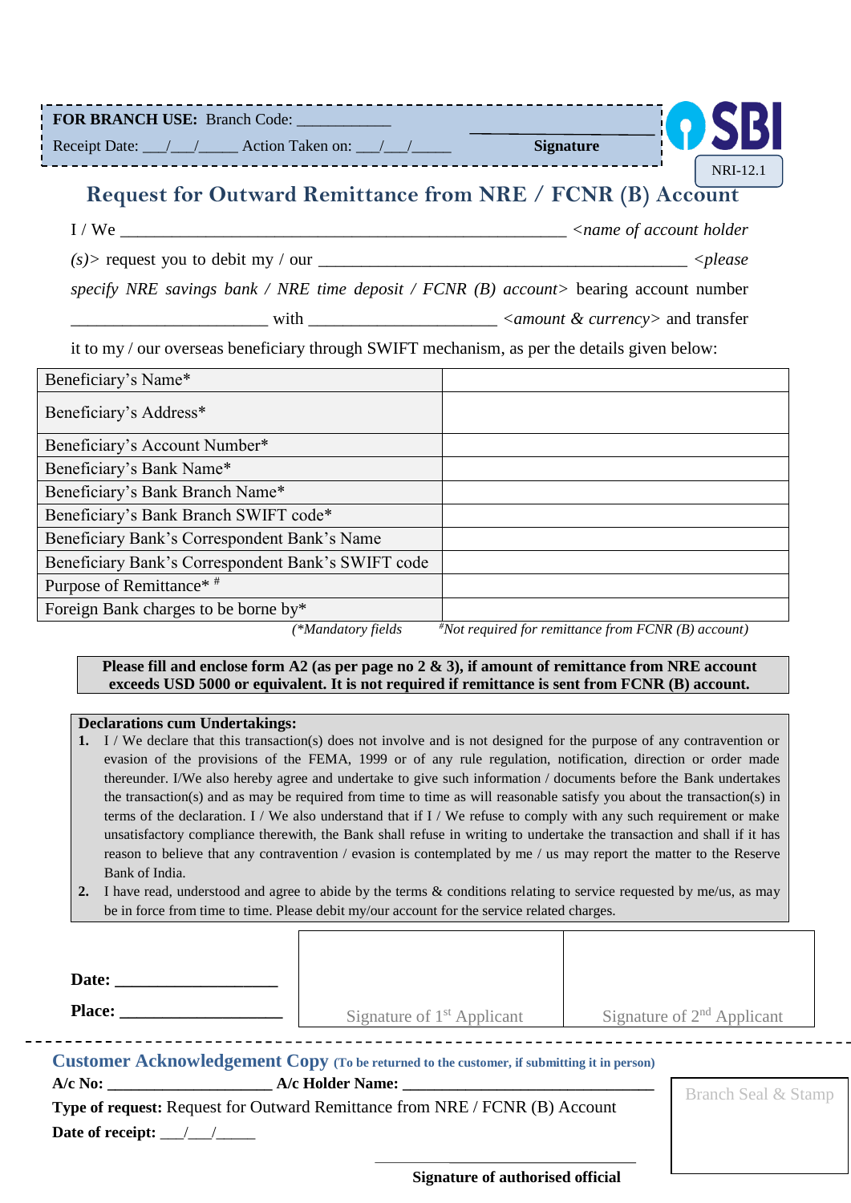**FOR BRANCH USE:** Branch Code: ___________

Receipt Date: ___/___/_____ Action Taken on: ___/___/_____ **Signature**

SBI

NRI-12.1

## Request for Outward Remittance from NRE / FCNR (B) Account

I / We ______________________________________________ *<name of account holder (s)>* request you to debit my / our ______________________________________ *<please specify NRE savings bank / NRE time deposit / FCNR (B) account>* bearing account number ______________________ with _____________________ *<amount & currency>* and transfer it to my / our overseas beneficiary through SWIFT mechanism, as per the details given below:

| Field | Details |
|---|---|
| Beneficiary's Name* | |
| Beneficiary's Address* | |
| Beneficiary's Account Number* | |
| Beneficiary's Bank Name* | |
| Beneficiary's Bank Branch Name* | |
| Beneficiary's Bank Branch SWIFT code* | |
| Beneficiary Bank's Correspondent Bank's Name | |
| Beneficiary Bank's Correspondent Bank's SWIFT code | |
| Purpose of Remittance* # | |
| Foreign Bank charges to be borne by* | |

*(\*Mandatory fields        #Not required for remittance from FCNR (B) account)*

**Please fill and enclose form A2 (as per page no 2 & 3), if amount of remittance from NRE account exceeds USD 5000 or equivalent. It is not required if remittance is sent from FCNR (B) account.**

**Declarations cum Undertakings:**

1. I / We declare that this transaction(s) does not involve and is not designed for the purpose of any contravention or evasion of the provisions of the FEMA, 1999 or of any rule regulation, notification, direction or order made thereunder. I/We also hereby agree and undertake to give such information / documents before the Bank undertakes the transaction(s) and as may be required from time to time as will reasonable satisfy you about the transaction(s) in terms of the declaration. I / We also understand that if I / We refuse to comply with any such requirement or make unsatisfactory compliance therewith, the Bank shall refuse in writing to undertake the transaction and shall if it has reason to believe that any contravention / evasion is contemplated by me / us may report the matter to the Reserve Bank of India.
2. I have read, understood and agree to abide by the terms & conditions relating to service requested by me/us, as may be in force from time to time. Please debit my/our account for the service related charges.

**Date:** ___________________

**Place:** ___________________

Signature of 1st Applicant        Signature of 2nd Applicant

---

### Customer Acknowledgement Copy (To be returned to the customer, if submitting it in person)

**A/c No:** ____________________ **A/c Holder Name:** ______________________________

**Type of request:** Request for Outward Remittance from NRE / FCNR (B) Account

**Date of receipt:** ___/___/_____

Branch Seal & Stamp

______________________________

**Signature of authorised official**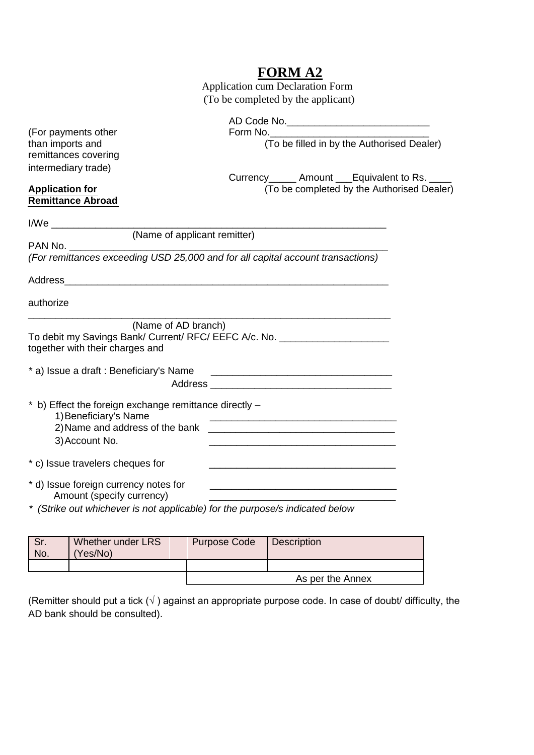# FORM A2

Application cum Declaration Form
(To be completed by the applicant)

(For payments other than imports and remittances covering intermediary trade)

AD Code No.__________________________
Form No.____________________________
(To be filled in by the Authorised Dealer)

Currency_____ Amount ___Equivalent to Rs. ____
(To be completed by the Authorised Dealer)

**Application for Remittance Abroad**

I/We ____________________________________________________________
(Name of applicant remitter)

PAN No. __________________________________________________________
*(For remittances exceeding USD 25,000 and for all capital account transactions)*

Address___________________________________________________________

authorize

__________________________________________________________________
(Name of AD branch)

To debit my Savings Bank/ Current/ RFC/ EEFC A/c. No. ____________________
together with their charges and

* a) Issue a draft : Beneficiary's Name _________________________________
Address _________________________________

* b) Effect the foreign exchange remittance directly –
  1) Beneficiary's Name __________________________________
  2) Name and address of the bank __________________________________
  3) Account No. __________________________________

* c) Issue travelers cheques for __________________________________

* d) Issue foreign currency notes for __________________________________
Amount (specify currency) __________________________________

* *(Strike out whichever is not applicable) for the purpose/s indicated below*

| Sr. No. | Whether under LRS (Yes/No) | Purpose Code | Description |
|---|---|---|---|
| | | | |
| | | As per the Annex | |

(Remitter should put a tick (√ ) against an appropriate purpose code. In case of doubt/ difficulty, the AD bank should be consulted).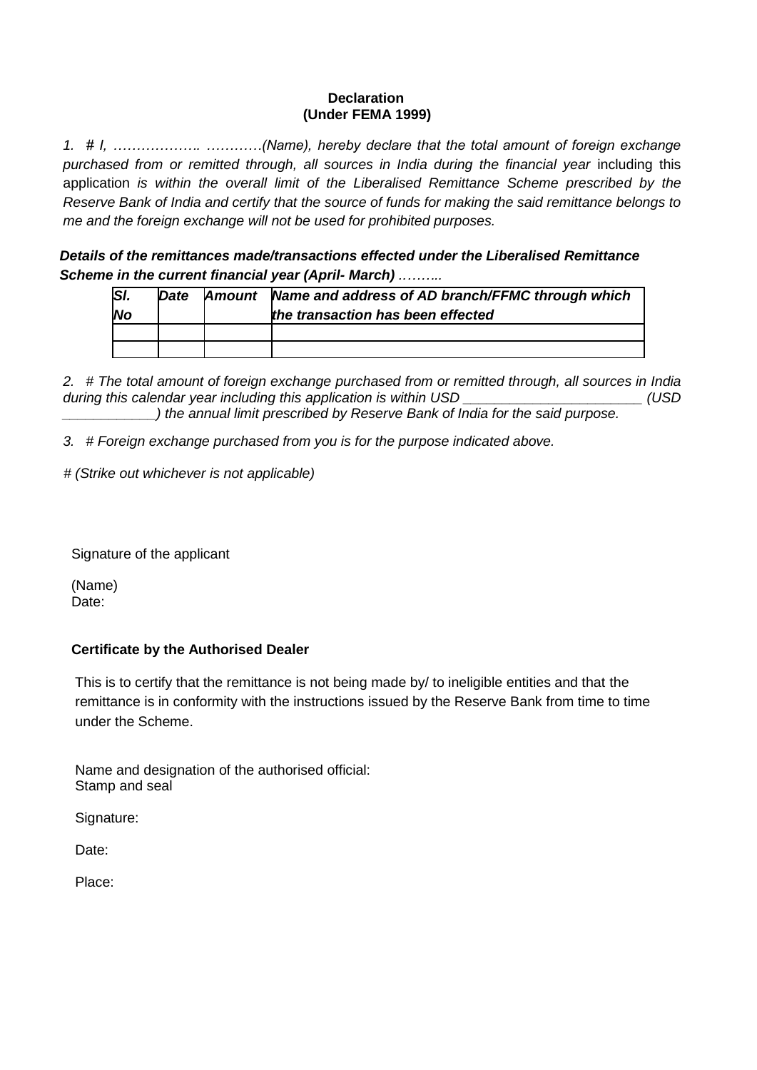**Declaration**
**(Under FEMA 1999)**

1. *# I, ………………. …………(Name), hereby declare that the total amount of foreign exchange purchased from or remitted through, all sources in India during the financial year* including this application *is within the overall limit of the Liberalised Remittance Scheme prescribed by the Reserve Bank of India and certify that the source of funds for making the said remittance belongs to me and the foreign exchange will not be used for prohibited purposes.*

***Details of the remittances made/transactions effected under the Liberalised Remittance Scheme in the current financial year (April- March)*** *……..*

| *Sl. No* | *Date* | *Amount* | *Name and address of AD branch/FFMC through which the transaction has been effected* |
|---|---|---|---|
| | | | |
| | | | |

2. *# The total amount of foreign exchange purchased from or remitted through, all sources in India during this calendar year including this application is within USD ______________________ (USD ____________) the annual limit prescribed by Reserve Bank of India for the said purpose.*

3. *# Foreign exchange purchased from you is for the purpose indicated above.*

*# (Strike out whichever is not applicable)*

Signature of the applicant

(Name)
Date:

**Certificate by the Authorised Dealer**

This is to certify that the remittance is not being made by/ to ineligible entities and that the remittance is in conformity with the instructions issued by the Reserve Bank from time to time under the Scheme.

Name and designation of the authorised official:
Stamp and seal

Signature:

Date:

Place: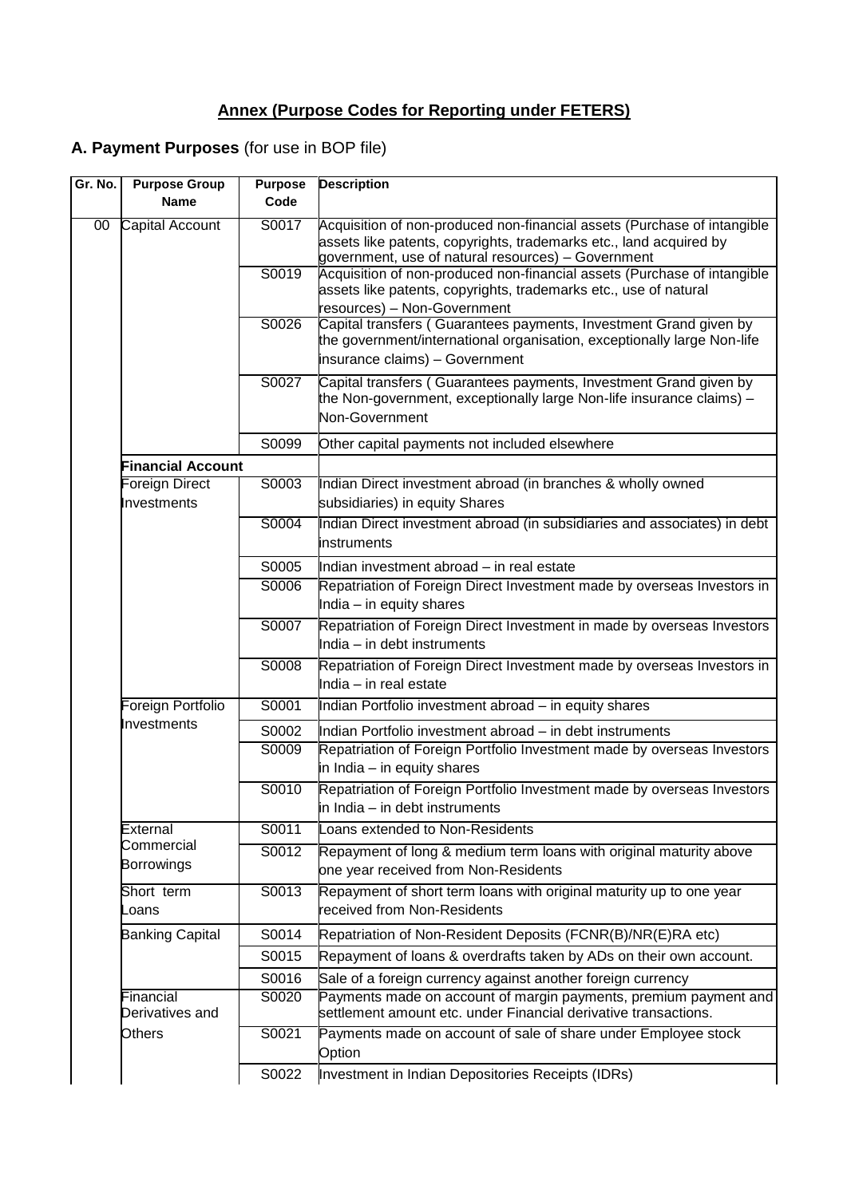## Annex (Purpose Codes for Reporting under FETERS)

### A. Payment Purposes (for use in BOP file)

| Gr. No. | Purpose Group Name | Purpose Code | Description |
|---|---|---|---|
| 00 | Capital Account | S0017 | Acquisition of non-produced non-financial assets (Purchase of intangible assets like patents, copyrights, trademarks etc., land acquired by government, use of natural resources) – Government |
| | | S0019 | Acquisition of non-produced non-financial assets (Purchase of intangible assets like patents, copyrights, trademarks etc., use of natural resources) – Non-Government |
| | | S0026 | Capital transfers ( Guarantees payments, Investment Grand given by the government/international organisation, exceptionally large Non-life insurance claims) – Government |
| | | S0027 | Capital transfers ( Guarantees payments, Investment Grand given by the Non-government, exceptionally large Non-life insurance claims) – Non-Government |
| | | S0099 | Other capital payments not included elsewhere |
| | **Financial Account** | | |
| | Foreign Direct Investments | S0003 | Indian Direct investment abroad (in branches & wholly owned subsidiaries) in equity Shares |
| | | S0004 | Indian Direct investment abroad (in subsidiaries and associates) in debt instruments |
| | | S0005 | Indian investment abroad – in real estate |
| | | S0006 | Repatriation of Foreign Direct Investment made by overseas Investors in India – in equity shares |
| | | S0007 | Repatriation of Foreign Direct Investment in made by overseas Investors India – in debt instruments |
| | | S0008 | Repatriation of Foreign Direct Investment made by overseas Investors in India – in real estate |
| | Foreign Portfolio Investments | S0001 | Indian Portfolio investment abroad – in equity shares |
| | | S0002 | Indian Portfolio investment abroad – in debt instruments |
| | | S0009 | Repatriation of Foreign Portfolio Investment made by overseas Investors in India – in equity shares |
| | | S0010 | Repatriation of Foreign Portfolio Investment made by overseas Investors in India – in debt instruments |
| | External Commercial Borrowings | S0011 | Loans extended to Non-Residents |
| | | S0012 | Repayment of long & medium term loans with original maturity above one year received from Non-Residents |
| | Short term Loans | S0013 | Repayment of short term loans with original maturity up to one year received from Non-Residents |
| | Banking Capital | S0014 | Repatriation of Non-Resident Deposits (FCNR(B)/NR(E)RA etc) |
| | | S0015 | Repayment of loans & overdrafts taken by ADs on their own account. |
| | | S0016 | Sale of a foreign currency against another foreign currency |
| | Financial Derivatives and Others | S0020 | Payments made on account of margin payments, premium payment and settlement amount etc. under Financial derivative transactions. |
| | | S0021 | Payments made on account of sale of share under Employee stock Option |
| | | S0022 | Investment in Indian Depositories Receipts (IDRs) |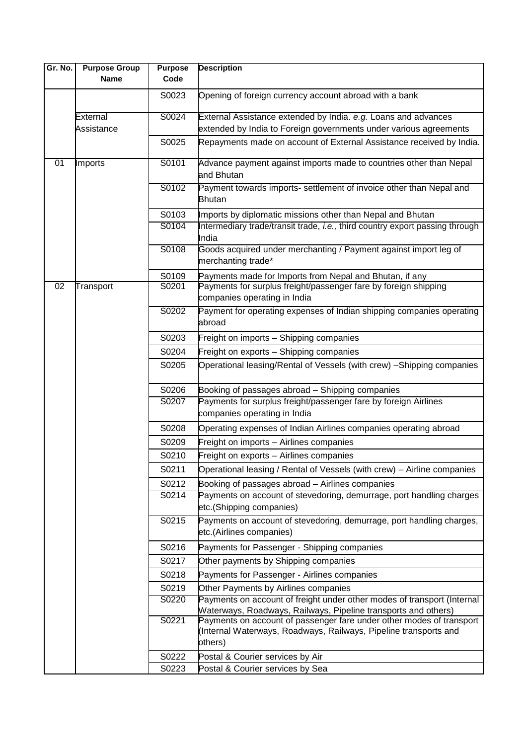| Gr. No. | Purpose Group Name | Purpose Code | Description |
|---|---|---|---|
| | | S0023 | Opening of foreign currency account abroad with a bank |
| | External Assistance | S0024 | External Assistance extended by India. *e.g.* Loans and advances extended by India to Foreign governments under various agreements |
| | | S0025 | Repayments made on account of External Assistance received by India. |
| 01 | Imports | S0101 | Advance payment against imports made to countries other than Nepal and Bhutan |
| | | S0102 | Payment towards imports- settlement of invoice other than Nepal and Bhutan |
| | | S0103 | Imports by diplomatic missions other than Nepal and Bhutan |
| | | S0104 | Intermediary trade/transit trade, *i.e.,* third country export passing through India |
| | | S0108 | Goods acquired under merchanting / Payment against import leg of merchanting trade* |
| | | S0109 | Payments made for Imports from Nepal and Bhutan, if any |
| 02 | Transport | S0201 | Payments for surplus freight/passenger fare by foreign shipping companies operating in India |
| | | S0202 | Payment for operating expenses of Indian shipping companies operating abroad |
| | | S0203 | Freight on imports – Shipping companies |
| | | S0204 | Freight on exports – Shipping companies |
| | | S0205 | Operational leasing/Rental of Vessels (with crew) –Shipping companies |
| | | S0206 | Booking of passages abroad – Shipping companies |
| | | S0207 | Payments for surplus freight/passenger fare by foreign Airlines companies operating in India |
| | | S0208 | Operating expenses of Indian Airlines companies operating abroad |
| | | S0209 | Freight on imports – Airlines companies |
| | | S0210 | Freight on exports – Airlines companies |
| | | S0211 | Operational leasing / Rental of Vessels (with crew) – Airline companies |
| | | S0212 | Booking of passages abroad – Airlines companies |
| | | S0214 | Payments on account of stevedoring, demurrage, port handling charges etc.(Shipping companies) |
| | | S0215 | Payments on account of stevedoring, demurrage, port handling charges, etc.(Airlines companies) |
| | | S0216 | Payments for Passenger - Shipping companies |
| | | S0217 | Other payments by Shipping companies |
| | | S0218 | Payments for Passenger - Airlines companies |
| | | S0219 | Other Payments by Airlines companies |
| | | S0220 | Payments on account of freight under other modes of transport (Internal Waterways, Roadways, Railways, Pipeline transports and others) |
| | | S0221 | Payments on account of passenger fare under other modes of transport (Internal Waterways, Roadways, Railways, Pipeline transports and others) |
| | | S0222 | Postal & Courier services by Air |
| | | S0223 | Postal & Courier services by Sea |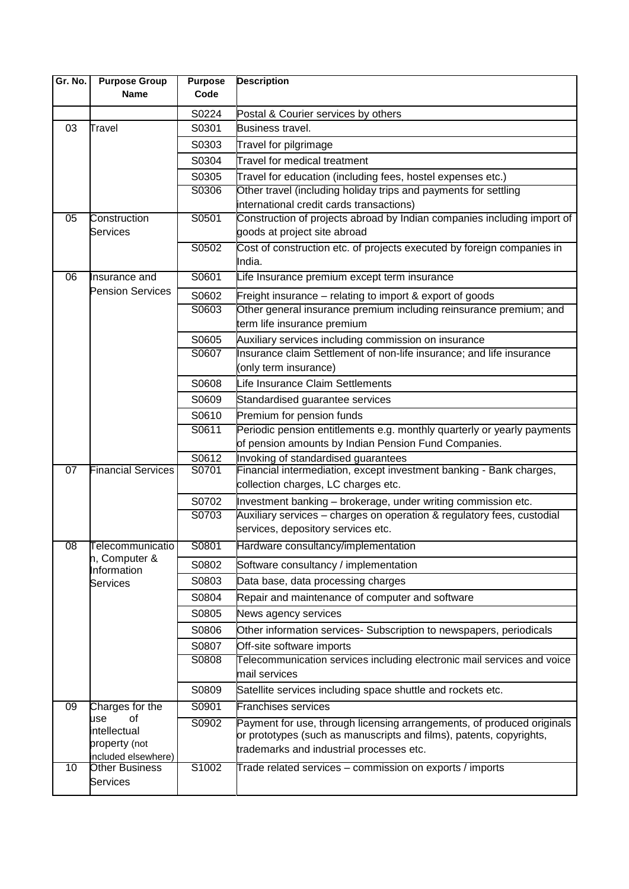| Gr. No. | Purpose Group Name | Purpose Code | Description |
|---|---|---|---|
| | | S0224 | Postal & Courier services by others |
| 03 | Travel | S0301 | Business travel. |
| | | S0303 | Travel for pilgrimage |
| | | S0304 | Travel for medical treatment |
| | | S0305 | Travel for education (including fees, hostel expenses etc.) |
| | | S0306 | Other travel (including holiday trips and payments for settling international credit cards transactions) |
| 05 | Construction Services | S0501 | Construction of projects abroad by Indian companies including import of goods at project site abroad |
| | | S0502 | Cost of construction etc. of projects executed by foreign companies in India. |
| 06 | Insurance and Pension Services | S0601 | Life Insurance premium except term insurance |
| | | S0602 | Freight insurance – relating to import & export of goods |
| | | S0603 | Other general insurance premium including reinsurance premium; and term life insurance premium |
| | | S0605 | Auxiliary services including commission on insurance |
| | | S0607 | Insurance claim Settlement of non-life insurance; and life insurance (only term insurance) |
| | | S0608 | Life Insurance Claim Settlements |
| | | S0609 | Standardised guarantee services |
| | | S0610 | Premium for pension funds |
| | | S0611 | Periodic pension entitlements e.g. monthly quarterly or yearly payments of pension amounts by Indian Pension Fund Companies. |
| | | S0612 | Invoking of standardised guarantees |
| 07 | Financial Services | S0701 | Financial intermediation, except investment banking - Bank charges, collection charges, LC charges etc. |
| | | S0702 | Investment banking – brokerage, under writing commission etc. |
| | | S0703 | Auxiliary services – charges on operation & regulatory fees, custodial services, depository services etc. |
| 08 | Telecommunication, Computer & Information Services | S0801 | Hardware consultancy/implementation |
| | | S0802 | Software consultancy / implementation |
| | | S0803 | Data base, data processing charges |
| | | S0804 | Repair and maintenance of computer and software |
| | | S0805 | News agency services |
| | | S0806 | Other information services- Subscription to newspapers, periodicals |
| | | S0807 | Off-site software imports |
| | | S0808 | Telecommunication services including electronic mail services and voice mail services |
| | | S0809 | Satellite services including space shuttle and rockets etc. |
| 09 | Charges for the use of intellectual property (not included elsewhere) | S0901 | Franchises services |
| | | S0902 | Payment for use, through licensing arrangements, of produced originals or prototypes (such as manuscripts and films), patents, copyrights, trademarks and industrial processes etc. |
| 10 | Other Business Services | S1002 | Trade related services – commission on exports / imports |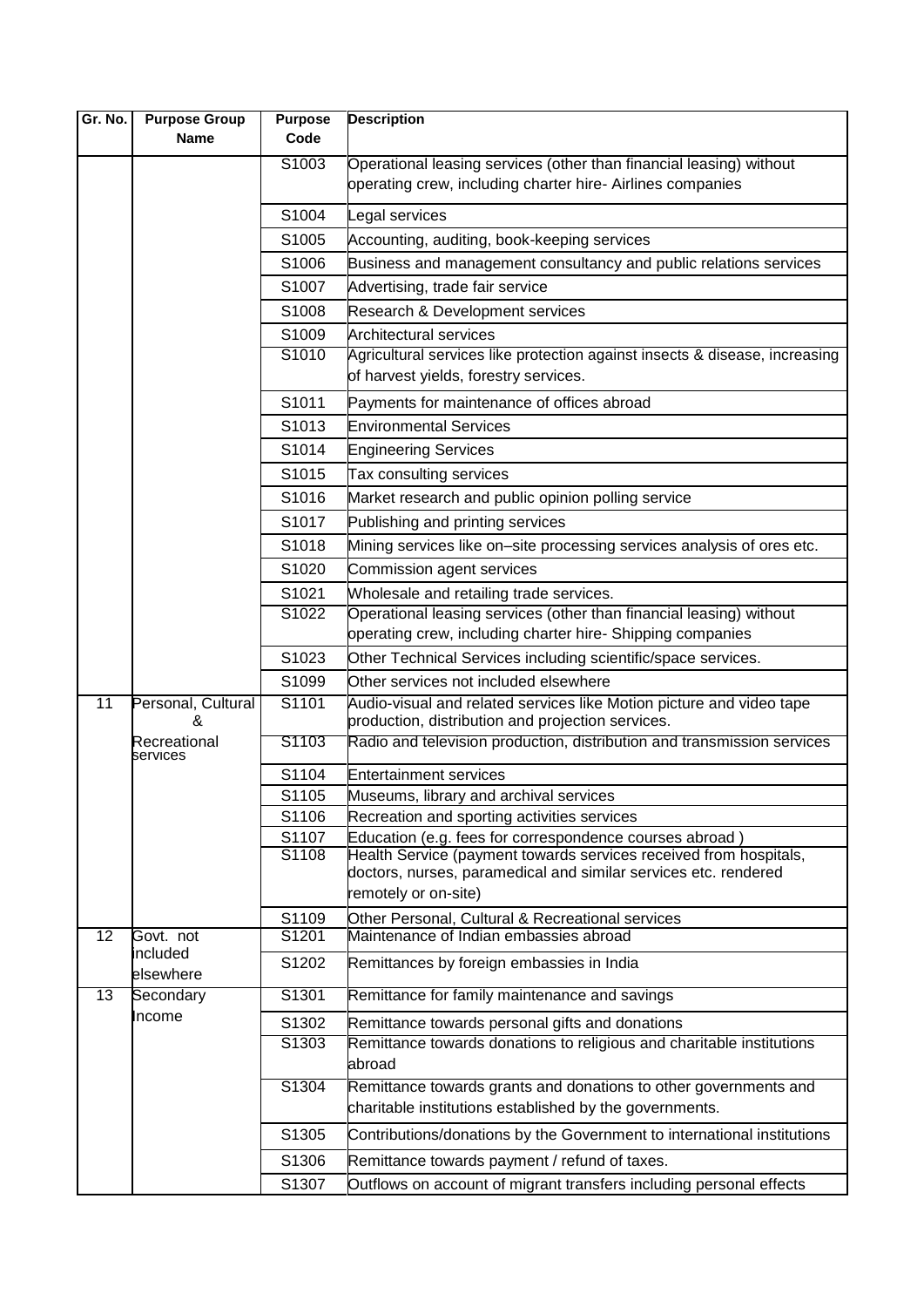| Gr. No. | Purpose Group Name | Purpose Code | Description |
|---|---|---|---|
| | | S1003 | Operational leasing services (other than financial leasing) without operating crew, including charter hire- Airlines companies |
| | | S1004 | Legal services |
| | | S1005 | Accounting, auditing, book-keeping services |
| | | S1006 | Business and management consultancy and public relations services |
| | | S1007 | Advertising, trade fair service |
| | | S1008 | Research & Development services |
| | | S1009 | Architectural services |
| | | S1010 | Agricultural services like protection against insects & disease, increasing of harvest yields, forestry services. |
| | | S1011 | Payments for maintenance of offices abroad |
| | | S1013 | Environmental Services |
| | | S1014 | Engineering Services |
| | | S1015 | Tax consulting services |
| | | S1016 | Market research and public opinion polling service |
| | | S1017 | Publishing and printing services |
| | | S1018 | Mining services like on–site processing services analysis of ores etc. |
| | | S1020 | Commission agent services |
| | | S1021 | Wholesale and retailing trade services. |
| | | S1022 | Operational leasing services (other than financial leasing) without operating crew, including charter hire- Shipping companies |
| | | S1023 | Other Technical Services including scientific/space services. |
| | | S1099 | Other services not included elsewhere |
| 11 | Personal, Cultural & Recreational services | S1101 | Audio-visual and related services like Motion picture and video tape production, distribution and projection services. |
| | | S1103 | Radio and television production, distribution and transmission services |
| | | S1104 | Entertainment services |
| | | S1105 | Museums, library and archival services |
| | | S1106 | Recreation and sporting activities services |
| | | S1107 | Education (e.g. fees for correspondence courses abroad ) |
| | | S1108 | Health Service (payment towards services received from hospitals, doctors, nurses, paramedical and similar services etc. rendered remotely or on-site) |
| | | S1109 | Other Personal, Cultural & Recreational services |
| 12 | Govt. not included elsewhere | S1201 | Maintenance of Indian embassies abroad |
| | | S1202 | Remittances by foreign embassies in India |
| 13 | Secondary Income | S1301 | Remittance for family maintenance and savings |
| | | S1302 | Remittance towards personal gifts and donations |
| | | S1303 | Remittance towards donations to religious and charitable institutions abroad |
| | | S1304 | Remittance towards grants and donations to other governments and charitable institutions established by the governments. |
| | | S1305 | Contributions/donations by the Government to international institutions |
| | | S1306 | Remittance towards payment / refund of taxes. |
| | | S1307 | Outflows on account of migrant transfers including personal effects |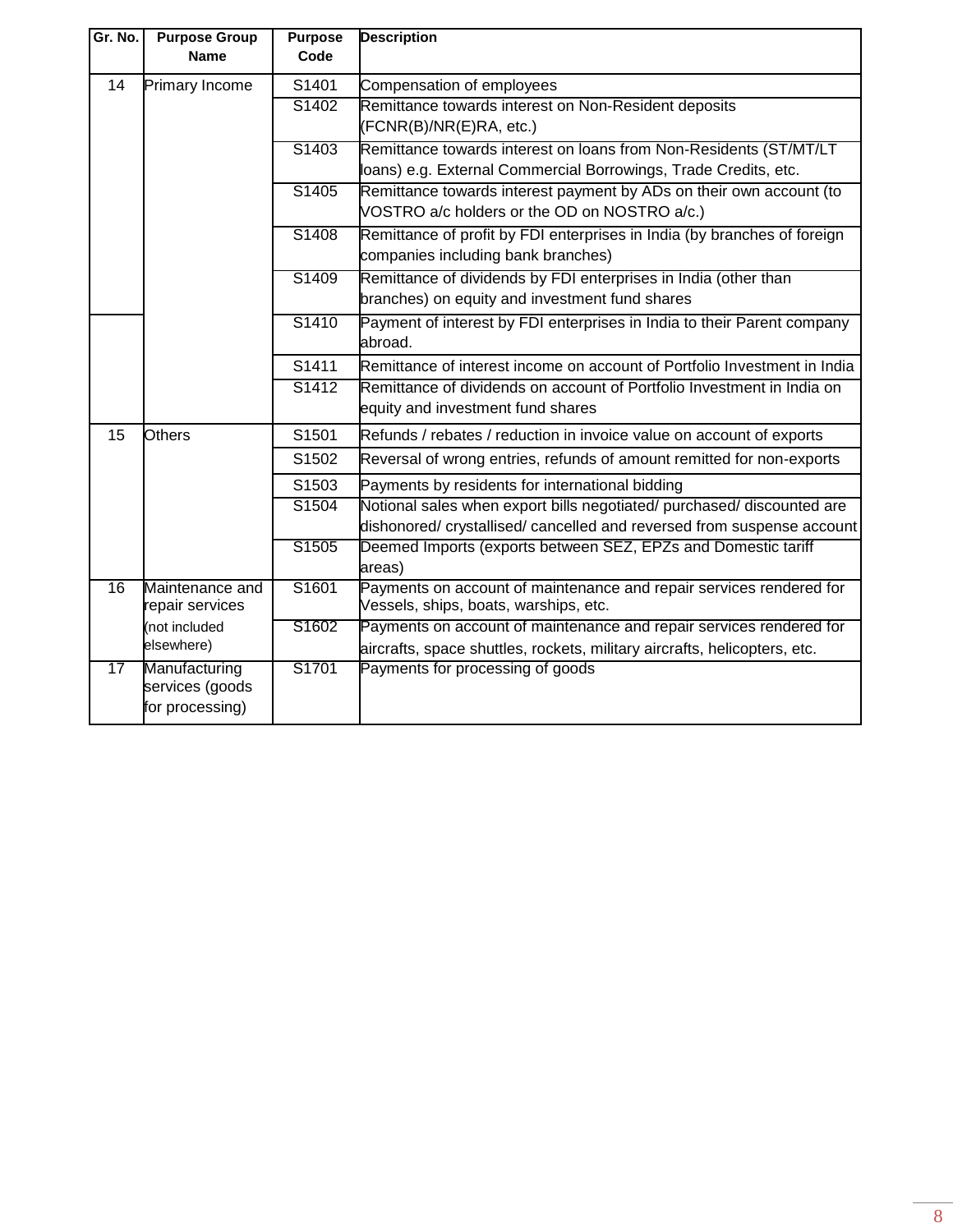| Gr. No. | Purpose Group Name | Purpose Code | Description |
|---|---|---|---|
| 14 | Primary Income | S1401 | Compensation of employees |
| | | S1402 | Remittance towards interest on Non-Resident deposits (FCNR(B)/NR(E)RA, etc.) |
| | | S1403 | Remittance towards interest on loans from Non-Residents (ST/MT/LT loans) e.g. External Commercial Borrowings, Trade Credits, etc. |
| | | S1405 | Remittance towards interest payment by ADs on their own account (to VOSTRO a/c holders or the OD on NOSTRO a/c.) |
| | | S1408 | Remittance of profit by FDI enterprises in India (by branches of foreign companies including bank branches) |
| | | S1409 | Remittance of dividends by FDI enterprises in India (other than branches) on equity and investment fund shares |
| | | S1410 | Payment of interest by FDI enterprises in India to their Parent company abroad. |
| | | S1411 | Remittance of interest income on account of Portfolio Investment in India |
| | | S1412 | Remittance of dividends on account of Portfolio Investment in India on equity and investment fund shares |
| 15 | Others | S1501 | Refunds / rebates / reduction in invoice value on account of exports |
| | | S1502 | Reversal of wrong entries, refunds of amount remitted for non-exports |
| | | S1503 | Payments by residents for international bidding |
| | | S1504 | Notional sales when export bills negotiated/ purchased/ discounted are dishonored/ crystallised/ cancelled and reversed from suspense account |
| | | S1505 | Deemed Imports (exports between SEZ, EPZs and Domestic tariff areas) |
| 16 | Maintenance and repair services (not included elsewhere) | S1601 | Payments on account of maintenance and repair services rendered for Vessels, ships, boats, warships, etc. |
| | | S1602 | Payments on account of maintenance and repair services rendered for aircrafts, space shuttles, rockets, military aircrafts, helicopters, etc. |
| 17 | Manufacturing services (goods for processing) | S1701 | Payments for processing of goods |